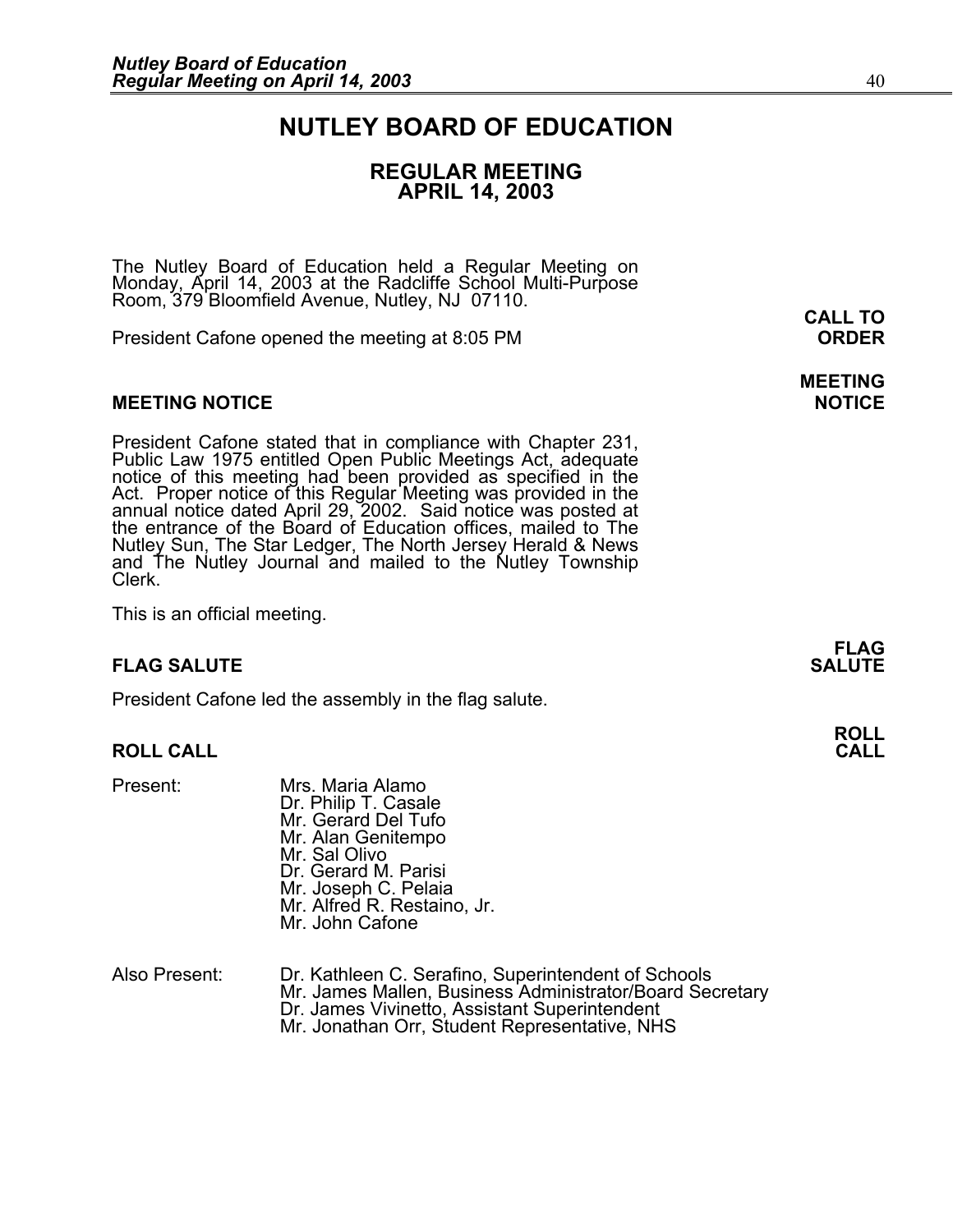# NUTLEY BOARD OF EDUCATION

## REGULAR MEETING
## APRIL 14, 2003

The Nutley Board of Education held a Regular Meeting on Monday, April 14, 2003 at the Radcliffe School Multi-Purpose Room, 379 Bloomfield Avenue, Nutley, NJ 07110.

**CALL TO ORDER**

President Cafone opened the meeting at 8:05 PM

**MEETING NOTICE**

### MEETING NOTICE

President Cafone stated that in compliance with Chapter 231, Public Law 1975 entitled Open Public Meetings Act, adequate notice of this meeting had been provided as specified in the Act. Proper notice of this Regular Meeting was provided in the annual notice dated April 29, 2002. Said notice was posted at the entrance of the Board of Education offices, mailed to The Nutley Sun, The Star Ledger, The North Jersey Herald & News and The Nutley Journal and mailed to the Nutley Township Clerk.

This is an official meeting.

**FLAG SALUTE**

### FLAG SALUTE

President Cafone led the assembly in the flag salute.

**ROLL CALL**

### ROLL CALL

Present:
- Mrs. Maria Alamo
- Dr. Philip T. Casale
- Mr. Gerard Del Tufo
- Mr. Alan Genitempo
- Mr. Sal Olivo
- Dr. Gerard M. Parisi
- Mr. Joseph C. Pelaia
- Mr. Alfred R. Restaino, Jr.
- Mr. John Cafone

Also Present:
- Dr. Kathleen C. Serafino, Superintendent of Schools
- Mr. James Mallen, Business Administrator/Board Secretary
- Dr. James Vivinetto, Assistant Superintendent
- Mr. Jonathan Orr, Student Representative, NHS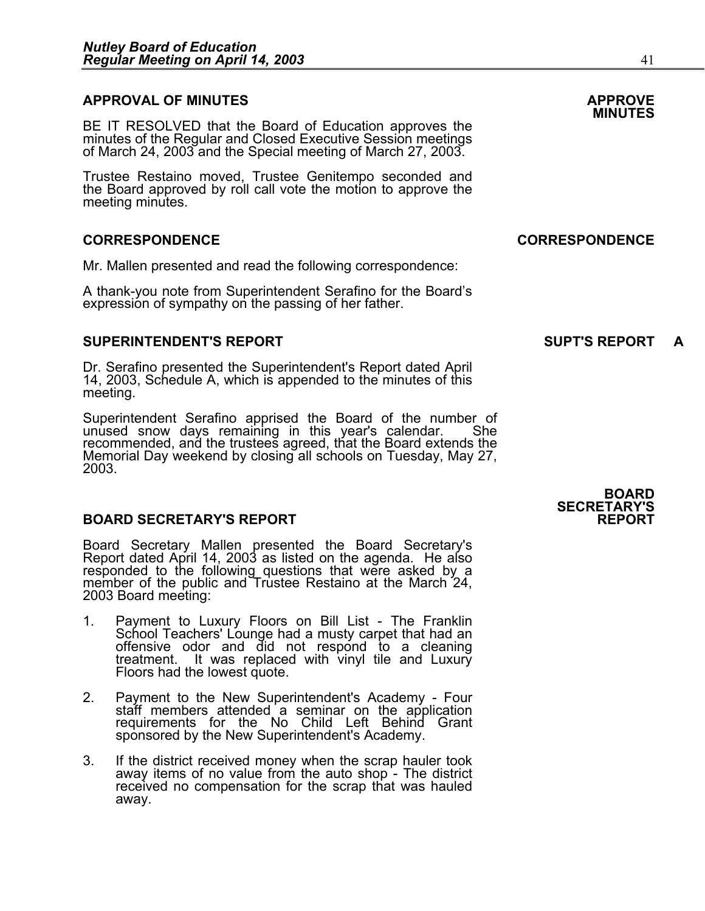## APPROVAL OF MINUTES

**APPROVE MINUTES**

BE IT RESOLVED that the Board of Education approves the minutes of the Regular and Closed Executive Session meetings of March 24, 2003 and the Special meeting of March 27, 2003.

Trustee Restaino moved, Trustee Genitempo seconded and the Board approved by roll call vote the motion to approve the meeting minutes.

## CORRESPONDENCE

**CORRESPONDENCE**

Mr. Mallen presented and read the following correspondence:

A thank-you note from Superintendent Serafino for the Board's expression of sympathy on the passing of her father.

## SUPERINTENDENT'S REPORT

**SUPT'S REPORT A**

Dr. Serafino presented the Superintendent's Report dated April 14, 2003, Schedule A, which is appended to the minutes of this meeting.

Superintendent Serafino apprised the Board of the number of unused snow days remaining in this year's calendar. She recommended, and the trustees agreed, that the Board extends the Memorial Day weekend by closing all schools on Tuesday, May 27, 2003.

## BOARD SECRETARY'S REPORT

**BOARD SECRETARY'S REPORT**

Board Secretary Mallen presented the Board Secretary's Report dated April 14, 2003 as listed on the agenda. He also responded to the following questions that were asked by a member of the public and Trustee Restaino at the March 24, 2003 Board meeting:

1. Payment to Luxury Floors on Bill List - The Franklin School Teachers' Lounge had a musty carpet that had an offensive odor and did not respond to a cleaning treatment. It was replaced with vinyl tile and Luxury Floors had the lowest quote.

2. Payment to the New Superintendent's Academy - Four staff members attended a seminar on the application requirements for the No Child Left Behind Grant sponsored by the New Superintendent's Academy.

3. If the district received money when the scrap hauler took away items of no value from the auto shop - The district received no compensation for the scrap that was hauled away.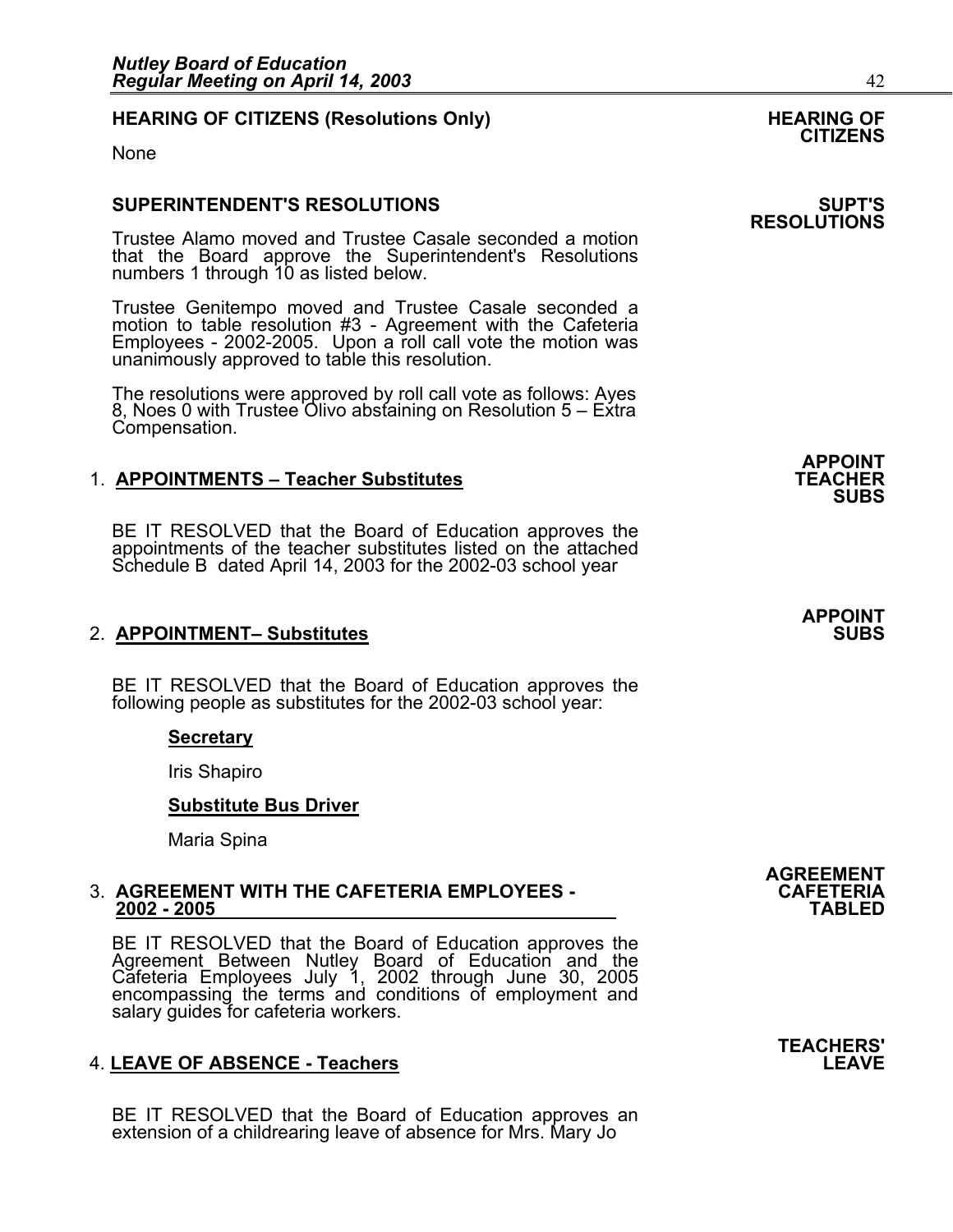**HEARING OF CITIZENS (Resolutions Only)** **HEARING OF CITIZENS**

None

**SUPERINTENDENT'S RESOLUTIONS** **SUPT'S RESOLUTIONS**

Trustee Alamo moved and Trustee Casale seconded a motion that the Board approve the Superintendent's Resolutions numbers 1 through 10 as listed below.

Trustee Genitempo moved and Trustee Casale seconded a motion to table resolution #3 - Agreement with the Cafeteria Employees - 2002-2005. Upon a roll call vote the motion was unanimously approved to table this resolution.

The resolutions were approved by roll call vote as follows: Ayes 8, Noes 0 with Trustee Olivo abstaining on Resolution 5 – Extra Compensation.

1. **APPOINTMENTS – Teacher Substitutes** **APPOINT TEACHER SUBS**

   BE IT RESOLVED that the Board of Education approves the appointments of the teacher substitutes listed on the attached Schedule B dated April 14, 2003 for the 2002-03 school year

2. **APPOINTMENT– Substitutes** **APPOINT SUBS**

   BE IT RESOLVED that the Board of Education approves the following people as substitutes for the 2002-03 school year:

   **Secretary**

   Iris Shapiro

   **Substitute Bus Driver**

   Maria Spina

3. **AGREEMENT WITH THE CAFETERIA EMPLOYEES - 2002 - 2005** **AGREEMENT CAFETERIA TABLED**

   BE IT RESOLVED that the Board of Education approves the Agreement Between Nutley Board of Education and the Cafeteria Employees July 1, 2002 through June 30, 2005 encompassing the terms and conditions of employment and salary guides for cafeteria workers.

4. **LEAVE OF ABSENCE - Teachers** **TEACHERS' LEAVE**

   BE IT RESOLVED that the Board of Education approves an extension of a childrearing leave of absence for Mrs. Mary Jo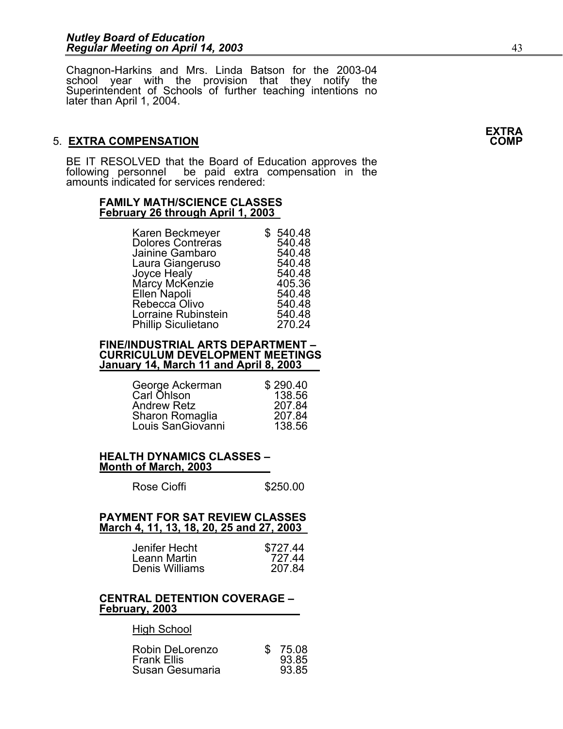Chagnon-Harkins and Mrs. Linda Batson for the 2003-04 school year with the provision that they notify the Superintendent of Schools of further teaching intentions no later than April 1, 2004.

**EXTRA COMP**

5. **EXTRA COMPENSATION**

BE IT RESOLVED that the Board of Education approves the following personnel be paid extra compensation in the amounts indicated for services rendered:

**FAMILY MATH/SCIENCE CLASSES**
**February 26 through April 1, 2003**

| | |
|---|---|
| Karen Beckmeyer | $ 540.48 |
| Dolores Contreras | 540.48 |
| Jainine Gambaro | 540.48 |
| Laura Giangeruso | 540.48 |
| Joyce Healy | 540.48 |
| Marcy McKenzie | 405.36 |
| Ellen Napoli | 540.48 |
| Rebecca Olivo | 540.48 |
| Lorraine Rubinstein | 540.48 |
| Phillip Siculietano | 270.24 |

**FINE/INDUSTRIAL ARTS DEPARTMENT – CURRICULUM DEVELOPMENT MEETINGS**
**January 14, March 11 and April 8, 2003**

| | |
|---|---|
| George Ackerman | $ 290.40 |
| Carl Ohlson | 138.56 |
| Andrew Retz | 207.84 |
| Sharon Romaglia | 207.84 |
| Louis SanGiovanni | 138.56 |

**HEALTH DYNAMICS CLASSES –**
**Month of March, 2003**

| | |
|---|---|
| Rose Cioffi | $250.00 |

**PAYMENT FOR SAT REVIEW CLASSES**
**March 4, 11, 13, 18, 20, 25 and 27, 2003**

| | |
|---|---|
| Jenifer Hecht | $727.44 |
| Leann Martin | 727.44 |
| Denis Williams | 207.84 |

**CENTRAL DETENTION COVERAGE –**
**February, 2003**

High School

| | |
|---|---|
| Robin DeLorenzo | $ 75.08 |
| Frank Ellis | 93.85 |
| Susan Gesumaria | 93.85 |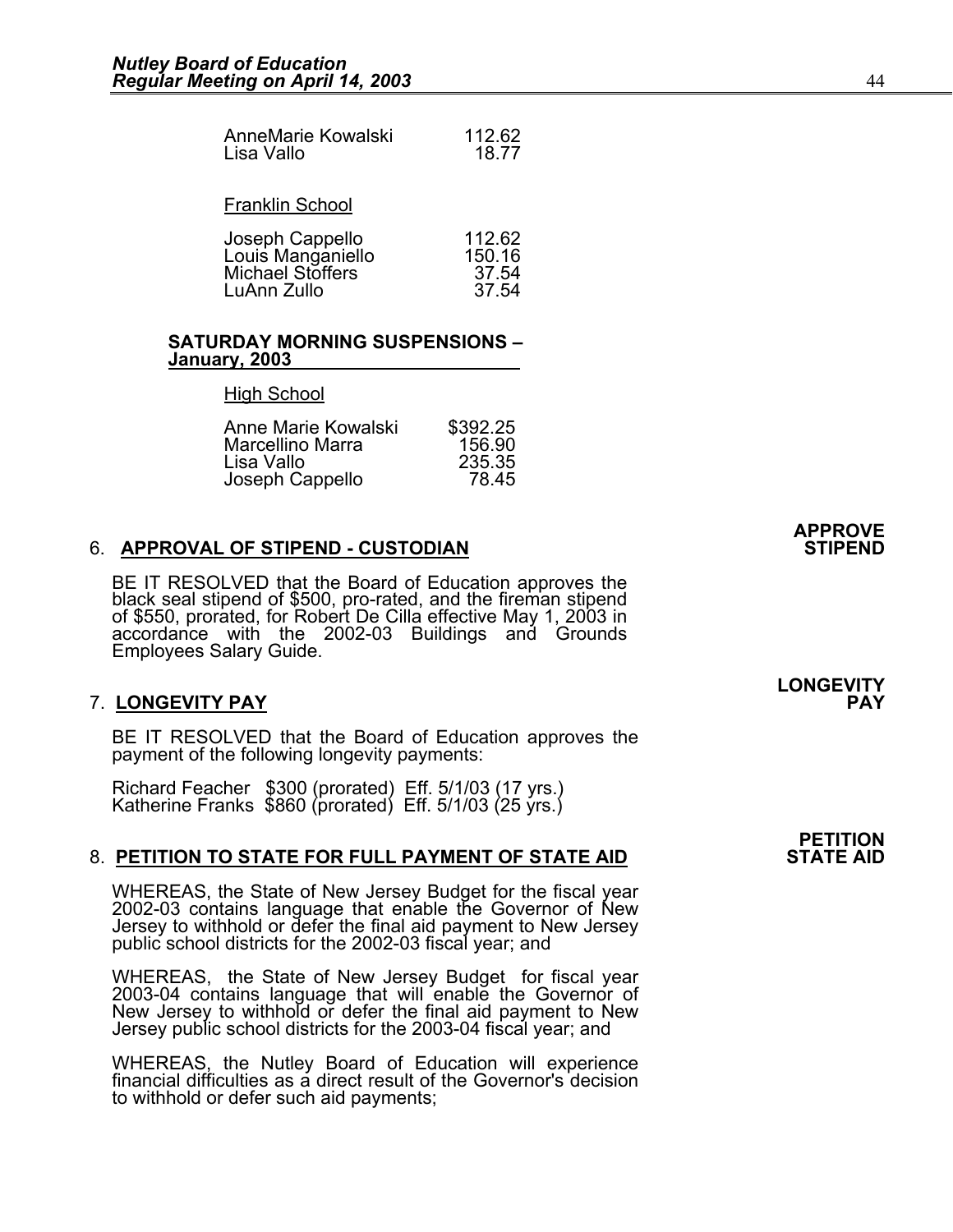| | |
|---|---|
| AnneMarie Kowalski | 112.62 |
| Lisa Vallo | 18.77 |

Franklin School

| | |
|---|---|
| Joseph Cappello | 112.62 |
| Louis Manganiello | 150.16 |
| Michael Stoffers | 37.54 |
| LuAnn Zullo | 37.54 |

**SATURDAY MORNING SUSPENSIONS – January, 2003**

High School

| | |
|---|---|
| Anne Marie Kowalski | $392.25 |
| Marcellino Marra | 156.90 |
| Lisa Vallo | 235.35 |
| Joseph Cappello | 78.45 |

**APPROVE STIPEND**

6. **APPROVAL OF STIPEND - CUSTODIAN**

BE IT RESOLVED that the Board of Education approves the black seal stipend of $500, pro-rated, and the fireman stipend of $550, prorated, for Robert De Cilla effective May 1, 2003 in accordance with the 2002-03 Buildings and Grounds Employees Salary Guide.

**LONGEVITY PAY**

7. **LONGEVITY PAY**

BE IT RESOLVED that the Board of Education approves the payment of the following longevity payments:

Richard Feacher $300 (prorated) Eff. 5/1/03 (17 yrs.)
Katherine Franks $860 (prorated) Eff. 5/1/03 (25 yrs.)

**PETITION STATE AID**

8. **PETITION TO STATE FOR FULL PAYMENT OF STATE AID**

WHEREAS, the State of New Jersey Budget for the fiscal year 2002-03 contains language that enable the Governor of New Jersey to withhold or defer the final aid payment to New Jersey public school districts for the 2002-03 fiscal year; and

WHEREAS, the State of New Jersey Budget for fiscal year 2003-04 contains language that will enable the Governor of New Jersey to withhold or defer the final aid payment to New Jersey public school districts for the 2003-04 fiscal year; and

WHEREAS, the Nutley Board of Education will experience financial difficulties as a direct result of the Governor's decision to withhold or defer such aid payments;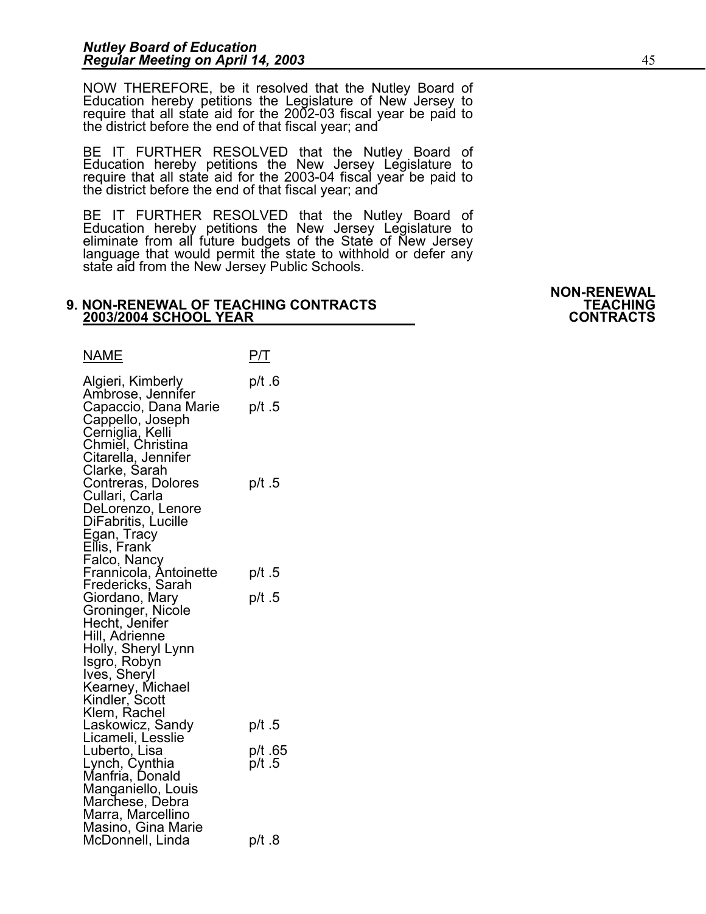NOW THEREFORE, be it resolved that the Nutley Board of Education hereby petitions the Legislature of New Jersey to require that all state aid for the 2002-03 fiscal year be paid to the district before the end of that fiscal year; and

BE IT FURTHER RESOLVED that the Nutley Board of Education hereby petitions the New Jersey Legislature to require that all state aid for the 2003-04 fiscal year be paid to the district before the end of that fiscal year; and

BE IT FURTHER RESOLVED that the Nutley Board of Education hereby petitions the New Jersey Legislature to eliminate from all future budgets of the State of New Jersey language that would permit the state to withhold or defer any state aid from the New Jersey Public Schools.

**NON-RENEWAL TEACHING CONTRACTS**

**9. NON-RENEWAL OF TEACHING CONTRACTS 2003/2004 SCHOOL YEAR**

| NAME | P/T |
|---|---|
| Algieri, Kimberly | p/t .6 |
| Ambrose, Jennifer | |
| Capaccio, Dana Marie | p/t .5 |
| Cappello, Joseph | |
| Cerniglia, Kelli | |
| Chmiel, Christina | |
| Citarella, Jennifer | |
| Clarke, Sarah | |
| Contreras, Dolores | p/t .5 |
| Cullari, Carla | |
| DeLorenzo, Lenore | |
| DiFabritis, Lucille | |
| Egan, Tracy | |
| Ellis, Frank | |
| Falco, Nancy | |
| Frannicola, Antoinette | p/t .5 |
| Fredericks, Sarah | |
| Giordano, Mary | p/t .5 |
| Groninger, Nicole | |
| Hecht, Jenifer | |
| Hill, Adrienne | |
| Holly, Sheryl Lynn | |
| Isgro, Robyn | |
| Ives, Sheryl | |
| Kearney, Michael | |
| Kindler, Scott | |
| Klem, Rachel | |
| Laskowicz, Sandy | p/t .5 |
| Licameli, Lesslie | |
| Luberto, Lisa | p/t .65 |
| Lynch, Cynthia | p/t .5 |
| Manfria, Donald | |
| Manganiello, Louis | |
| Marchese, Debra | |
| Marra, Marcellino | |
| Masino, Gina Marie | |
| McDonnell, Linda | p/t .8 |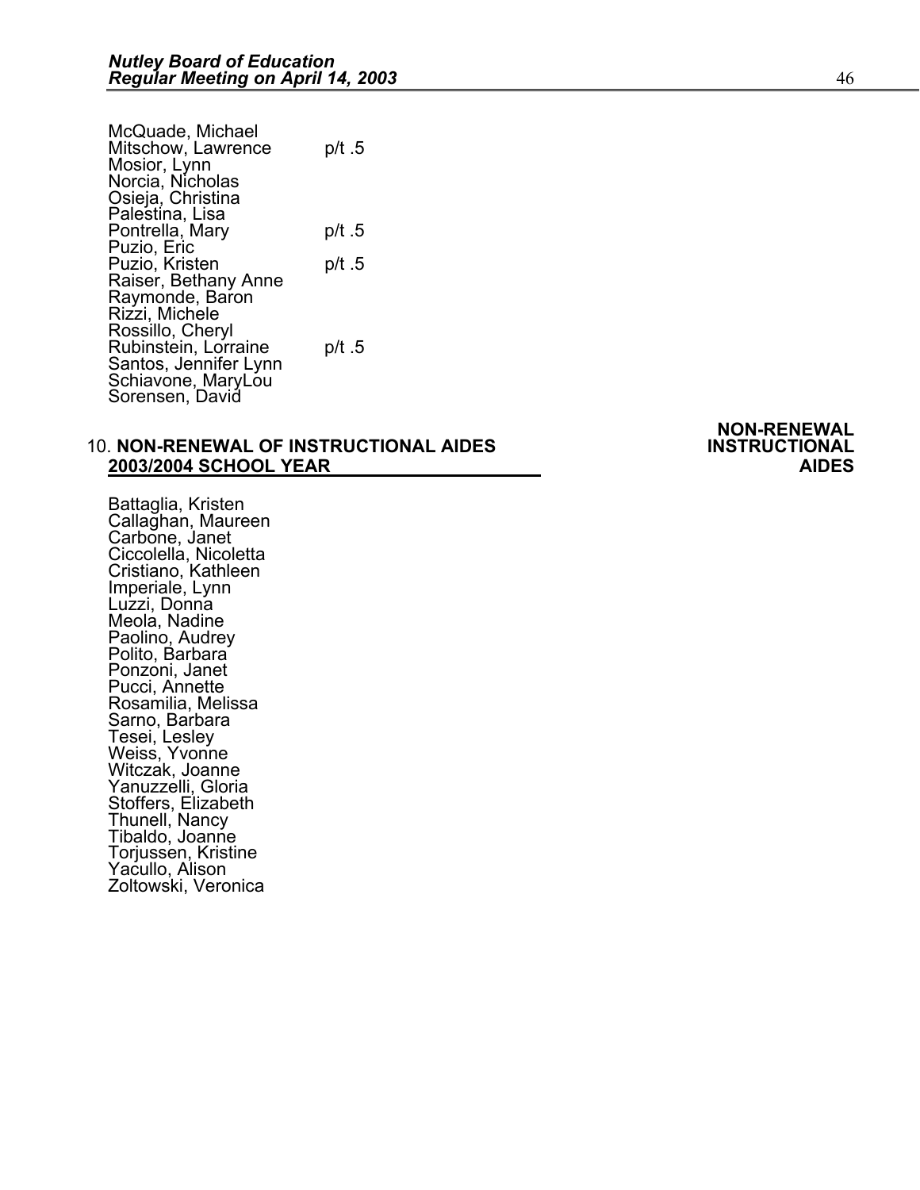| | |
|---|---|
| McQuade, Michael | |
| Mitschow, Lawrence | p/t .5 |
| Mosior, Lynn | |
| Norcia, Nicholas | |
| Osieja, Christina | |
| Palestina, Lisa | |
| Pontrella, Mary | p/t .5 |
| Puzio, Eric | |
| Puzio, Kristen | p/t .5 |
| Raiser, Bethany Anne | |
| Raymonde, Baron | |
| Rizzi, Michele | |
| Rossillo, Cheryl | |
| Rubinstein, Lorraine | p/t .5 |
| Santos, Jennifer Lynn | |
| Schiavone, MaryLou | |
| Sorensen, David | |

**NON-RENEWAL INSTRUCTIONAL AIDES**

10. **NON-RENEWAL OF INSTRUCTIONAL AIDES 2003/2004 SCHOOL YEAR**

Battaglia, Kristen
Callaghan, Maureen
Carbone, Janet
Ciccolella, Nicoletta
Cristiano, Kathleen
Imperiale, Lynn
Luzzi, Donna
Meola, Nadine
Paolino, Audrey
Polito, Barbara
Ponzoni, Janet
Pucci, Annette
Rosamilia, Melissa
Sarno, Barbara
Tesei, Lesley
Weiss, Yvonne
Witczak, Joanne
Yanuzzelli, Gloria
Stoffers, Elizabeth
Thunell, Nancy
Tibaldo, Joanne
Torjussen, Kristine
Yacullo, Alison
Zoltowski, Veronica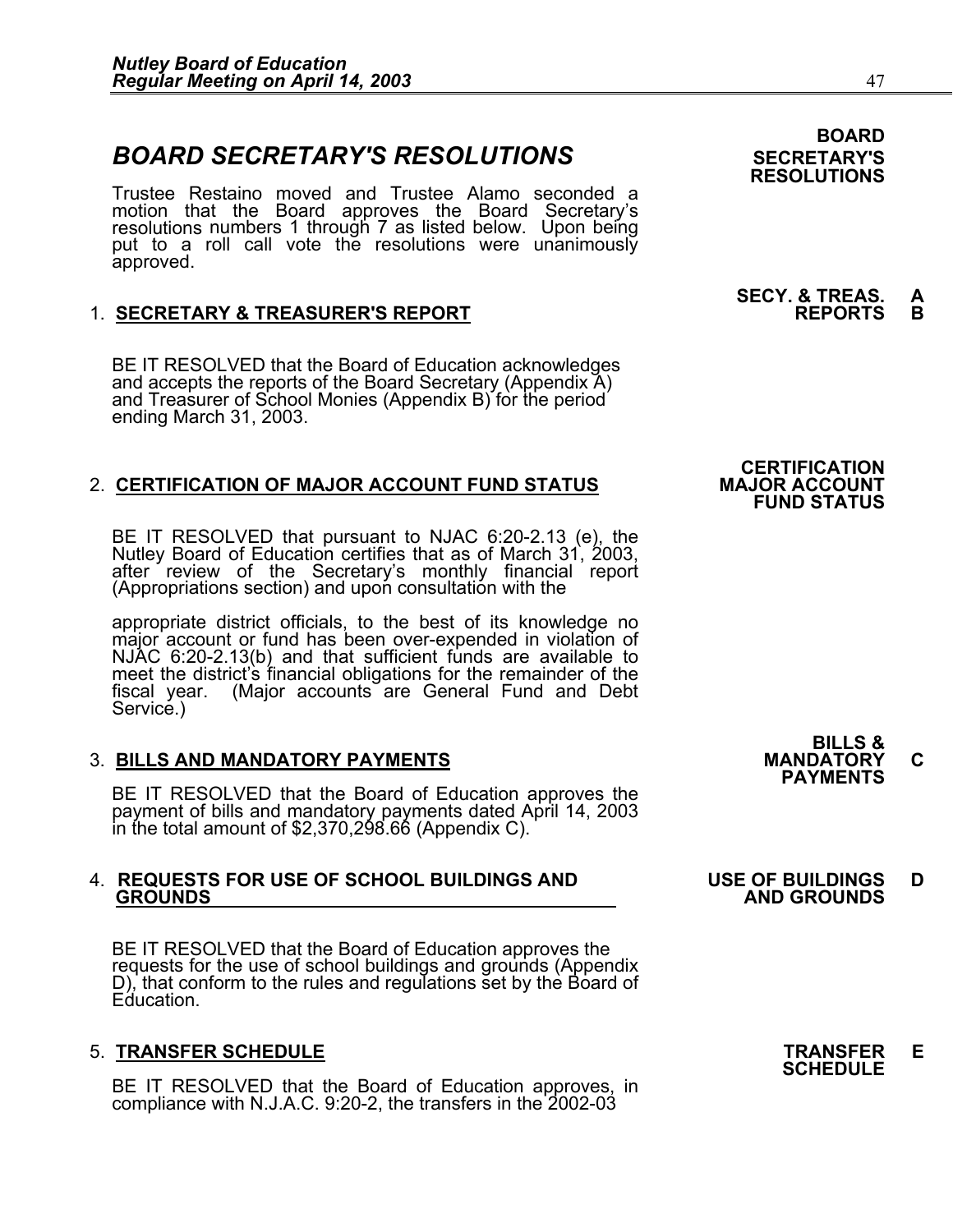# BOARD SECRETARY'S RESOLUTIONS

**BOARD SECRETARY'S RESOLUTIONS**

Trustee Restaino moved and Trustee Alamo seconded a motion that the Board approves the Board Secretary's resolutions numbers 1 through 7 as listed below. Upon being put to a roll call vote the resolutions were unanimously approved.

**SECY. & TREAS. REPORTS** **A B**

1. **SECRETARY & TREASURER'S REPORT**

BE IT RESOLVED that the Board of Education acknowledges and accepts the reports of the Board Secretary (Appendix A) and Treasurer of School Monies (Appendix B) for the period ending March 31, 2003.

**CERTIFICATION MAJOR ACCOUNT FUND STATUS**

2. **CERTIFICATION OF MAJOR ACCOUNT FUND STATUS**

BE IT RESOLVED that pursuant to NJAC 6:20-2.13 (e), the Nutley Board of Education certifies that as of March 31, 2003, after review of the Secretary's monthly financial report (Appropriations section) and upon consultation with the

appropriate district officials, to the best of its knowledge no major account or fund has been over-expended in violation of NJAC 6:20-2.13(b) and that sufficient funds are available to meet the district's financial obligations for the remainder of the fiscal year. (Major accounts are General Fund and Debt Service.)

**BILLS & MANDATORY PAYMENTS** **C**

3. **BILLS AND MANDATORY PAYMENTS**

BE IT RESOLVED that the Board of Education approves the payment of bills and mandatory payments dated April 14, 2003 in the total amount of $2,370,298.66 (Appendix C).

**USE OF BUILDINGS AND GROUNDS** **D**

4. **REQUESTS FOR USE OF SCHOOL BUILDINGS AND GROUNDS**

BE IT RESOLVED that the Board of Education approves the requests for the use of school buildings and grounds (Appendix D), that conform to the rules and regulations set by the Board of Education.

**TRANSFER SCHEDULE** **E**

5. **TRANSFER SCHEDULE**

BE IT RESOLVED that the Board of Education approves, in compliance with N.J.A.C. 9:20-2, the transfers in the 2002-03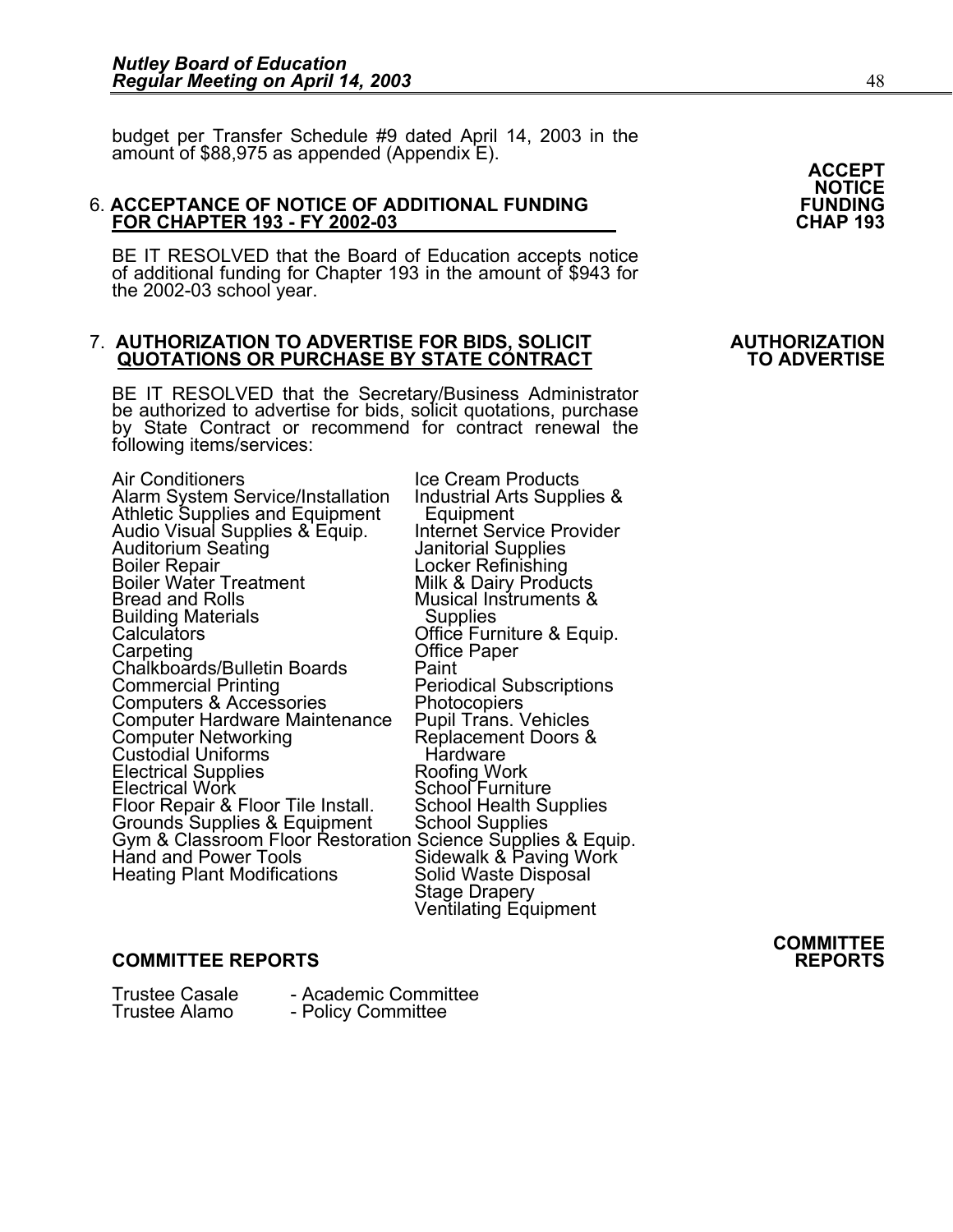budget per Transfer Schedule #9 dated April 14, 2003 in the amount of $88,975 as appended (Appendix E).

**ACCEPT NOTICE FUNDING CHAP 193**

6. **ACCEPTANCE OF NOTICE OF ADDITIONAL FUNDING FOR CHAPTER 193 - FY 2002-03**

BE IT RESOLVED that the Board of Education accepts notice of additional funding for Chapter 193 in the amount of $943 for the 2002-03 school year.

**AUTHORIZATION TO ADVERTISE**

7. **AUTHORIZATION TO ADVERTISE FOR BIDS, SOLICIT QUOTATIONS OR PURCHASE BY STATE CONTRACT**

BE IT RESOLVED that the Secretary/Business Administrator be authorized to advertise for bids, solicit quotations, purchase by State Contract or recommend for contract renewal the following items/services:

Air Conditioners
Alarm System Service/Installation
Athletic Supplies and Equipment
Audio Visual Supplies & Equip.
Auditorium Seating
Boiler Repair
Boiler Water Treatment
Bread and Rolls
Building Materials
Calculators
Carpeting
Chalkboards/Bulletin Boards
Commercial Printing
Computers & Accessories
Computer Hardware Maintenance
Computer Networking
Custodial Uniforms
Electrical Supplies
Electrical Work
Floor Repair & Floor Tile Install.
Grounds Supplies & Equipment
Gym & Classroom Floor Restoration
Hand and Power Tools
Heating Plant Modifications
Ice Cream Products
Industrial Arts Supplies & Equipment
Internet Service Provider
Janitorial Supplies
Locker Refinishing
Milk & Dairy Products
Musical Instruments & Supplies
Office Furniture & Equip.
Office Paper
Paint
Periodical Subscriptions
Photocopiers
Pupil Trans. Vehicles
Replacement Doors & Hardware
Roofing Work
School Furniture
School Health Supplies
School Supplies
Science Supplies & Equip.
Sidewalk & Paving Work
Solid Waste Disposal
Stage Drapery
Ventilating Equipment

**COMMITTEE REPORTS**

## COMMITTEE REPORTS

Trustee Casale - Academic Committee
Trustee Alamo - Policy Committee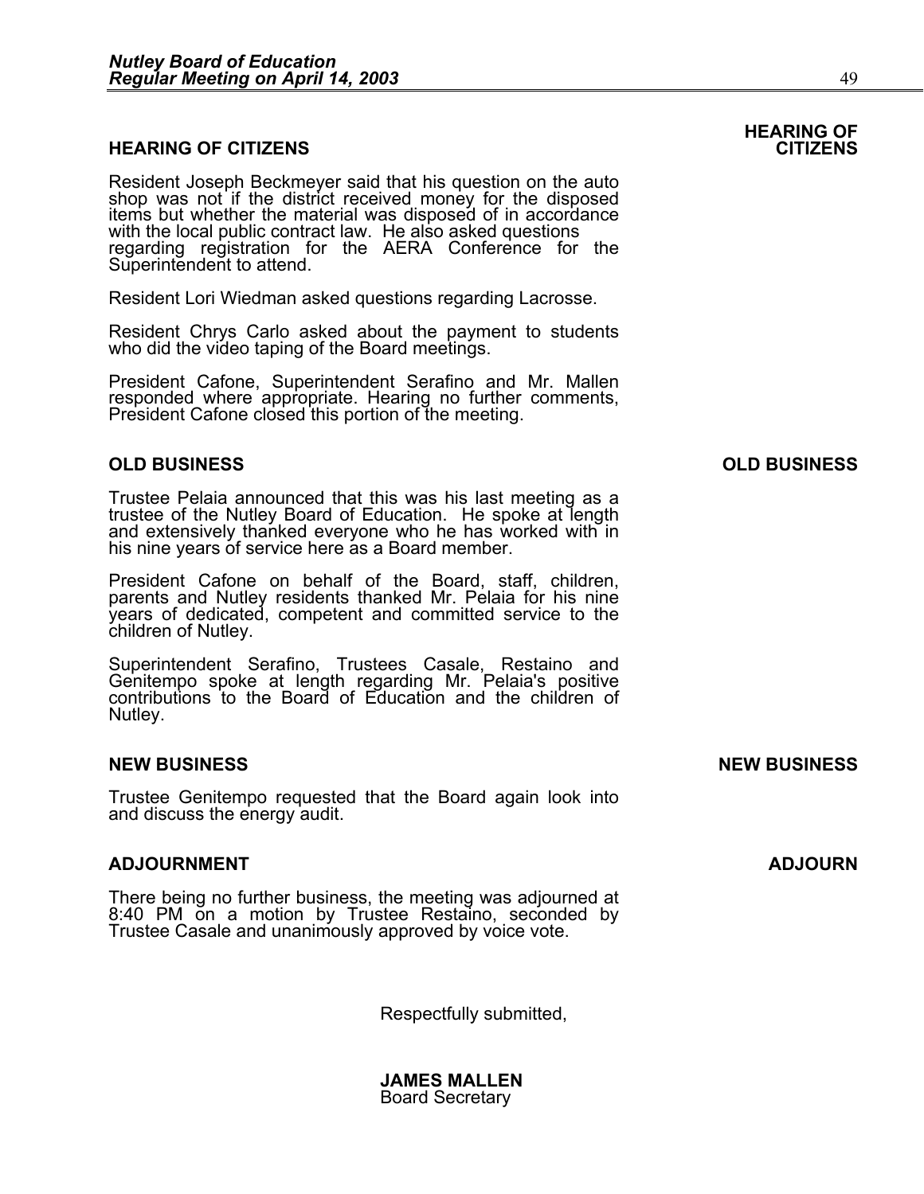## HEARING OF CITIZENS

**HEARING OF CITIZENS**

Resident Joseph Beckmeyer said that his question on the auto shop was not if the district received money for the disposed items but whether the material was disposed of in accordance with the local public contract law. He also asked questions regarding registration for the AERA Conference for the Superintendent to attend.

Resident Lori Wiedman asked questions regarding Lacrosse.

Resident Chrys Carlo asked about the payment to students who did the video taping of the Board meetings.

President Cafone, Superintendent Serafino and Mr. Mallen responded where appropriate. Hearing no further comments, President Cafone closed this portion of the meeting.

## OLD BUSINESS

**OLD BUSINESS**

Trustee Pelaia announced that this was his last meeting as a trustee of the Nutley Board of Education. He spoke at length and extensively thanked everyone who he has worked with in his nine years of service here as a Board member.

President Cafone on behalf of the Board, staff, children, parents and Nutley residents thanked Mr. Pelaia for his nine years of dedicated, competent and committed service to the children of Nutley.

Superintendent Serafino, Trustees Casale, Restaino and Genitempo spoke at length regarding Mr. Pelaia's positive contributions to the Board of Education and the children of Nutley.

## NEW BUSINESS

**NEW BUSINESS**

Trustee Genitempo requested that the Board again look into and discuss the energy audit.

## ADJOURNMENT

**ADJOURN**

There being no further business, the meeting was adjourned at 8:40 PM on a motion by Trustee Restaino, seconded by Trustee Casale and unanimously approved by voice vote.

Respectfully submitted,

**JAMES MALLEN**
Board Secretary